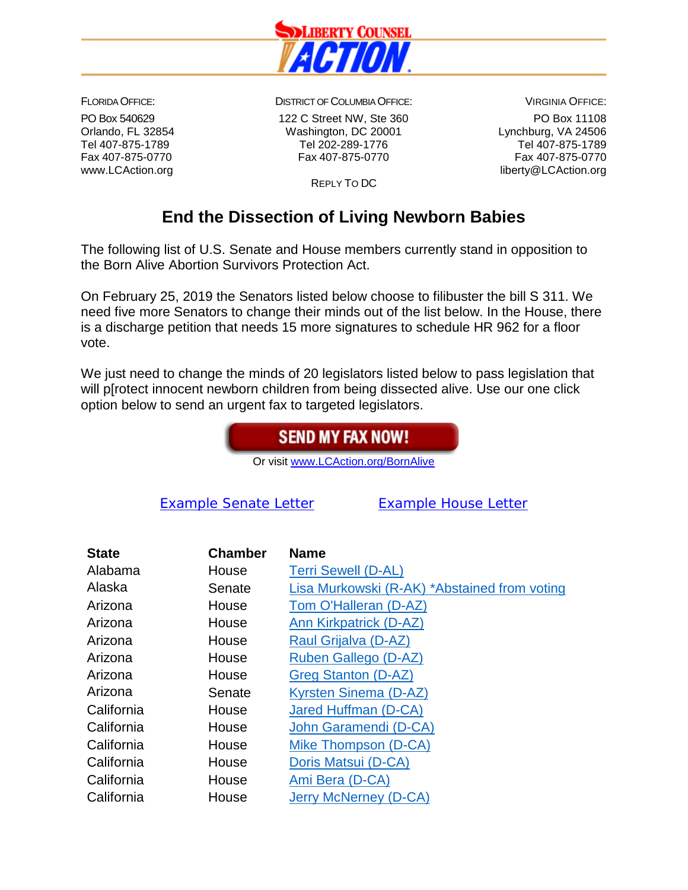LIBERTY COUNSEL ACTION

FLORIDA OFFICE:
PO Box 540629
Orlando, FL 32854
Tel 407-875-1789
Fax 407-875-0770
www.LCAction.org

DISTRICT OF COLUMBIA OFFICE:
122 C Street NW, Ste 360
Washington, DC 20001
Tel 202-289-1776
Fax 407-875-0770

REPLY TO DC

VIRGINIA OFFICE:
PO Box 11108
Lynchburg, VA 24506
Tel 407-875-1789
Fax 407-875-0770
liberty@LCAction.org

# End the Dissection of Living Newborn Babies

The following list of U.S. Senate and House members currently stand in opposition to the Born Alive Abortion Survivors Protection Act.

On February 25, 2019 the Senators listed below choose to filibuster the bill S 311. We need five more Senators to change their minds out of the list below. In the House, there is a discharge petition that needs 15 more signatures to schedule HR 962 for a floor vote.

We just need to change the minds of 20 legislators listed below to pass legislation that will p[rotect innocent newborn children from being dissected alive. Use our one click option below to send an urgent fax to targeted legislators.

**SEND MY FAX NOW!**

Or visit www.LCAction.org/BornAlive

Example Senate Letter | Example House Letter

| State | Chamber | Name |
|---|---|---|
| Alabama | House | Terri Sewell (D-AL) |
| Alaska | Senate | Lisa Murkowski (R-AK) *Abstained from voting |
| Arizona | House | Tom O'Halleran (D-AZ) |
| Arizona | House | Ann Kirkpatrick (D-AZ) |
| Arizona | House | Raul Grijalva (D-AZ) |
| Arizona | House | Ruben Gallego (D-AZ) |
| Arizona | House | Greg Stanton (D-AZ) |
| Arizona | Senate | Kyrsten Sinema (D-AZ) |
| California | House | Jared Huffman (D-CA) |
| California | House | John Garamendi (D-CA) |
| California | House | Mike Thompson (D-CA) |
| California | House | Doris Matsui (D-CA) |
| California | House | Ami Bera (D-CA) |
| California | House | Jerry McNerney (D-CA) |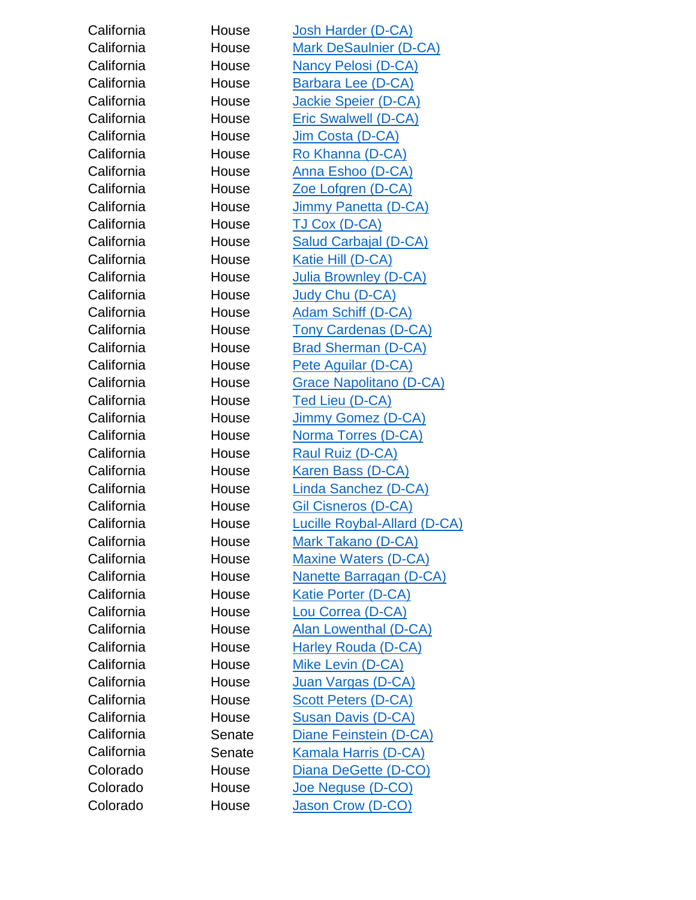| | | |
|---|---|---|
| California | House | Josh Harder (D-CA) |
| California | House | Mark DeSaulnier (D-CA) |
| California | House | Nancy Pelosi (D-CA) |
| California | House | Barbara Lee (D-CA) |
| California | House | Jackie Speier (D-CA) |
| California | House | Eric Swalwell (D-CA) |
| California | House | Jim Costa (D-CA) |
| California | House | Ro Khanna (D-CA) |
| California | House | Anna Eshoo (D-CA) |
| California | House | Zoe Lofgren (D-CA) |
| California | House | Jimmy Panetta (D-CA) |
| California | House | TJ Cox (D-CA) |
| California | House | Salud Carbajal (D-CA) |
| California | House | Katie Hill (D-CA) |
| California | House | Julia Brownley (D-CA) |
| California | House | Judy Chu (D-CA) |
| California | House | Adam Schiff (D-CA) |
| California | House | Tony Cardenas (D-CA) |
| California | House | Brad Sherman (D-CA) |
| California | House | Pete Aguilar (D-CA) |
| California | House | Grace Napolitano (D-CA) |
| California | House | Ted Lieu (D-CA) |
| California | House | Jimmy Gomez (D-CA) |
| California | House | Norma Torres (D-CA) |
| California | House | Raul Ruiz (D-CA) |
| California | House | Karen Bass (D-CA) |
| California | House | Linda Sanchez (D-CA) |
| California | House | Gil Cisneros (D-CA) |
| California | House | Lucille Roybal-Allard (D-CA) |
| California | House | Mark Takano (D-CA) |
| California | House | Maxine Waters (D-CA) |
| California | House | Nanette Barragan (D-CA) |
| California | House | Katie Porter (D-CA) |
| California | House | Lou Correa (D-CA) |
| California | House | Alan Lowenthal (D-CA) |
| California | House | Harley Rouda (D-CA) |
| California | House | Mike Levin (D-CA) |
| California | House | Juan Vargas (D-CA) |
| California | House | Scott Peters (D-CA) |
| California | House | Susan Davis (D-CA) |
| California | Senate | Diane Feinstein (D-CA) |
| California | Senate | Kamala Harris (D-CA) |
| Colorado | House | Diana DeGette (D-CO) |
| Colorado | House | Joe Neguse (D-CO) |
| Colorado | House | Jason Crow (D-CO) |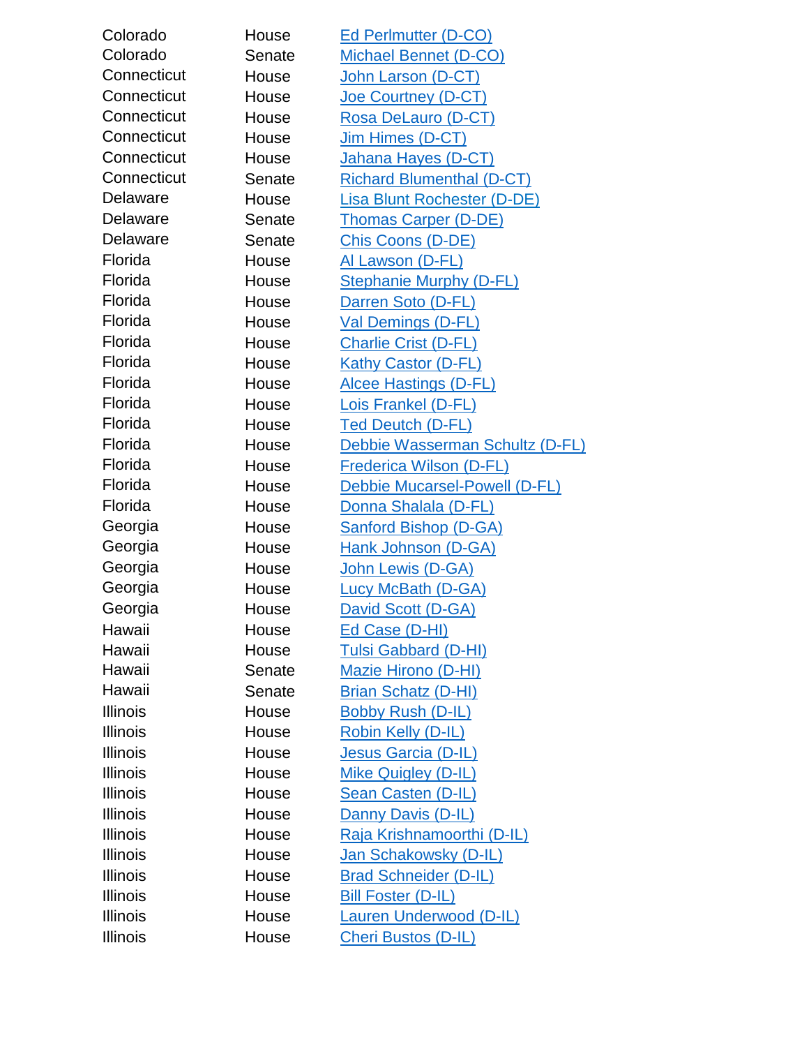| | | |
|---|---|---|
| Colorado | House | Ed Perlmutter (D-CO) |
| Colorado | Senate | Michael Bennet (D-CO) |
| Connecticut | House | John Larson (D-CT) |
| Connecticut | House | Joe Courtney (D-CT) |
| Connecticut | House | Rosa DeLauro (D-CT) |
| Connecticut | House | Jim Himes (D-CT) |
| Connecticut | House | Jahana Hayes (D-CT) |
| Connecticut | Senate | Richard Blumenthal (D-CT) |
| Delaware | House | Lisa Blunt Rochester (D-DE) |
| Delaware | Senate | Thomas Carper (D-DE) |
| Delaware | Senate | Chis Coons (D-DE) |
| Florida | House | Al Lawson (D-FL) |
| Florida | House | Stephanie Murphy (D-FL) |
| Florida | House | Darren Soto (D-FL) |
| Florida | House | Val Demings (D-FL) |
| Florida | House | Charlie Crist (D-FL) |
| Florida | House | Kathy Castor (D-FL) |
| Florida | House | Alcee Hastings (D-FL) |
| Florida | House | Lois Frankel (D-FL) |
| Florida | House | Ted Deutch (D-FL) |
| Florida | House | Debbie Wasserman Schultz (D-FL) |
| Florida | House | Frederica Wilson (D-FL) |
| Florida | House | Debbie Mucarsel-Powell (D-FL) |
| Florida | House | Donna Shalala (D-FL) |
| Georgia | House | Sanford Bishop (D-GA) |
| Georgia | House | Hank Johnson (D-GA) |
| Georgia | House | John Lewis (D-GA) |
| Georgia | House | Lucy McBath (D-GA) |
| Georgia | House | David Scott (D-GA) |
| Hawaii | House | Ed Case (D-HI) |
| Hawaii | House | Tulsi Gabbard (D-HI) |
| Hawaii | Senate | Mazie Hirono (D-HI) |
| Hawaii | Senate | Brian Schatz (D-HI) |
| Illinois | House | Bobby Rush (D-IL) |
| Illinois | House | Robin Kelly (D-IL) |
| Illinois | House | Jesus Garcia (D-IL) |
| Illinois | House | Mike Quigley (D-IL) |
| Illinois | House | Sean Casten (D-IL) |
| Illinois | House | Danny Davis (D-IL) |
| Illinois | House | Raja Krishnamoorthi (D-IL) |
| Illinois | House | Jan Schakowsky (D-IL) |
| Illinois | House | Brad Schneider (D-IL) |
| Illinois | House | Bill Foster (D-IL) |
| Illinois | House | Lauren Underwood (D-IL) |
| Illinois | House | Cheri Bustos (D-IL) |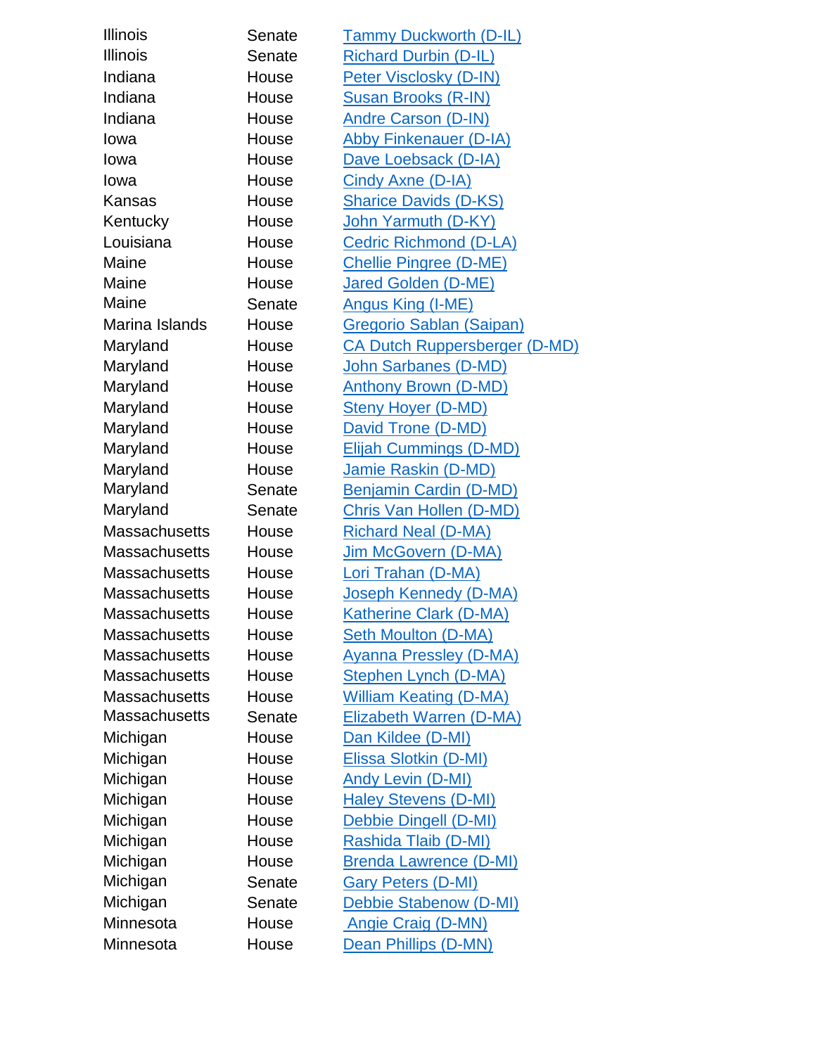| | | |
|---|---|---|
| Illinois | Senate | Tammy Duckworth (D-IL) |
| Illinois | Senate | Richard Durbin (D-IL) |
| Indiana | House | Peter Visclosky (D-IN) |
| Indiana | House | Susan Brooks (R-IN) |
| Indiana | House | Andre Carson (D-IN) |
| Iowa | House | Abby Finkenauer (D-IA) |
| Iowa | House | Dave Loebsack (D-IA) |
| Iowa | House | Cindy Axne (D-IA) |
| Kansas | House | Sharice Davids (D-KS) |
| Kentucky | House | John Yarmuth (D-KY) |
| Louisiana | House | Cedric Richmond (D-LA) |
| Maine | House | Chellie Pingree (D-ME) |
| Maine | House | Jared Golden (D-ME) |
| Maine | Senate | Angus King (I-ME) |
| Marina Islands | House | Gregorio Sablan (Saipan) |
| Maryland | House | CA Dutch Ruppersberger (D-MD) |
| Maryland | House | John Sarbanes (D-MD) |
| Maryland | House | Anthony Brown (D-MD) |
| Maryland | House | Steny Hoyer (D-MD) |
| Maryland | House | David Trone (D-MD) |
| Maryland | House | Elijah Cummings (D-MD) |
| Maryland | House | Jamie Raskin (D-MD) |
| Maryland | Senate | Benjamin Cardin (D-MD) |
| Maryland | Senate | Chris Van Hollen (D-MD) |
| Massachusetts | House | Richard Neal (D-MA) |
| Massachusetts | House | Jim McGovern (D-MA) |
| Massachusetts | House | Lori Trahan (D-MA) |
| Massachusetts | House | Joseph Kennedy (D-MA) |
| Massachusetts | House | Katherine Clark (D-MA) |
| Massachusetts | House | Seth Moulton (D-MA) |
| Massachusetts | House | Ayanna Pressley (D-MA) |
| Massachusetts | House | Stephen Lynch (D-MA) |
| Massachusetts | House | William Keating (D-MA) |
| Massachusetts | Senate | Elizabeth Warren (D-MA) |
| Michigan | House | Dan Kildee (D-MI) |
| Michigan | House | Elissa Slotkin (D-MI) |
| Michigan | House | Andy Levin (D-MI) |
| Michigan | House | Haley Stevens (D-MI) |
| Michigan | House | Debbie Dingell (D-MI) |
| Michigan | House | Rashida Tlaib (D-MI) |
| Michigan | House | Brenda Lawrence (D-MI) |
| Michigan | Senate | Gary Peters (D-MI) |
| Michigan | Senate | Debbie Stabenow (D-MI) |
| Minnesota | House | Angie Craig (D-MN) |
| Minnesota | House | Dean Phillips (D-MN) |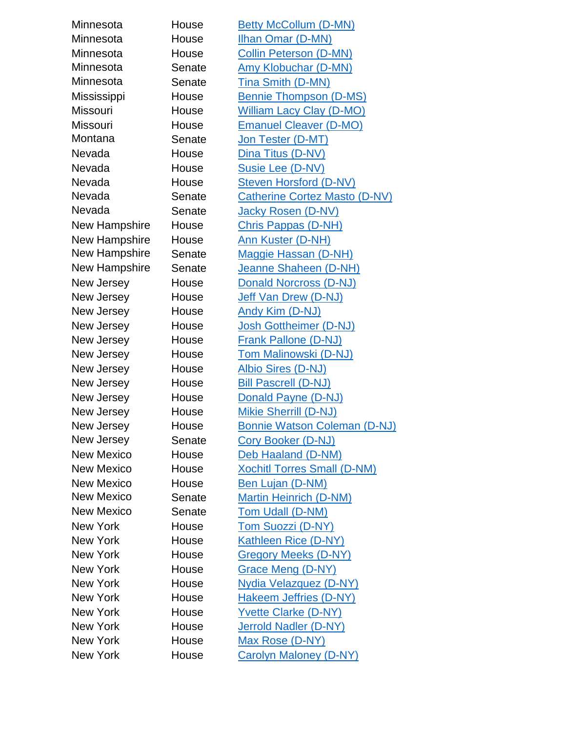| | | |
|---|---|---|
| Minnesota | House | Betty McCollum (D-MN) |
| Minnesota | House | Ilhan Omar (D-MN) |
| Minnesota | House | Collin Peterson (D-MN) |
| Minnesota | Senate | Amy Klobuchar (D-MN) |
| Minnesota | Senate | Tina Smith (D-MN) |
| Mississippi | House | Bennie Thompson (D-MS) |
| Missouri | House | William Lacy Clay (D-MO) |
| Missouri | House | Emanuel Cleaver (D-MO) |
| Montana | Senate | Jon Tester (D-MT) |
| Nevada | House | Dina Titus (D-NV) |
| Nevada | House | Susie Lee (D-NV) |
| Nevada | House | Steven Horsford (D-NV) |
| Nevada | Senate | Catherine Cortez Masto (D-NV) |
| Nevada | Senate | Jacky Rosen (D-NV) |
| New Hampshire | House | Chris Pappas (D-NH) |
| New Hampshire | House | Ann Kuster (D-NH) |
| New Hampshire | Senate | Maggie Hassan (D-NH) |
| New Hampshire | Senate | Jeanne Shaheen (D-NH) |
| New Jersey | House | Donald Norcross (D-NJ) |
| New Jersey | House | Jeff Van Drew (D-NJ) |
| New Jersey | House | Andy Kim (D-NJ) |
| New Jersey | House | Josh Gottheimer (D-NJ) |
| New Jersey | House | Frank Pallone (D-NJ) |
| New Jersey | House | Tom Malinowski (D-NJ) |
| New Jersey | House | Albio Sires (D-NJ) |
| New Jersey | House | Bill Pascrell (D-NJ) |
| New Jersey | House | Donald Payne (D-NJ) |
| New Jersey | House | Mikie Sherrill (D-NJ) |
| New Jersey | House | Bonnie Watson Coleman (D-NJ) |
| New Jersey | Senate | Cory Booker (D-NJ) |
| New Mexico | House | Deb Haaland (D-NM) |
| New Mexico | House | Xochitl Torres Small (D-NM) |
| New Mexico | House | Ben Lujan (D-NM) |
| New Mexico | Senate | Martin Heinrich (D-NM) |
| New Mexico | Senate | Tom Udall (D-NM) |
| New York | House | Tom Suozzi (D-NY) |
| New York | House | Kathleen Rice (D-NY) |
| New York | House | Gregory Meeks (D-NY) |
| New York | House | Grace Meng (D-NY) |
| New York | House | Nydia Velazquez (D-NY) |
| New York | House | Hakeem Jeffries (D-NY) |
| New York | House | Yvette Clarke (D-NY) |
| New York | House | Jerrold Nadler (D-NY) |
| New York | House | Max Rose (D-NY) |
| New York | House | Carolyn Maloney (D-NY) |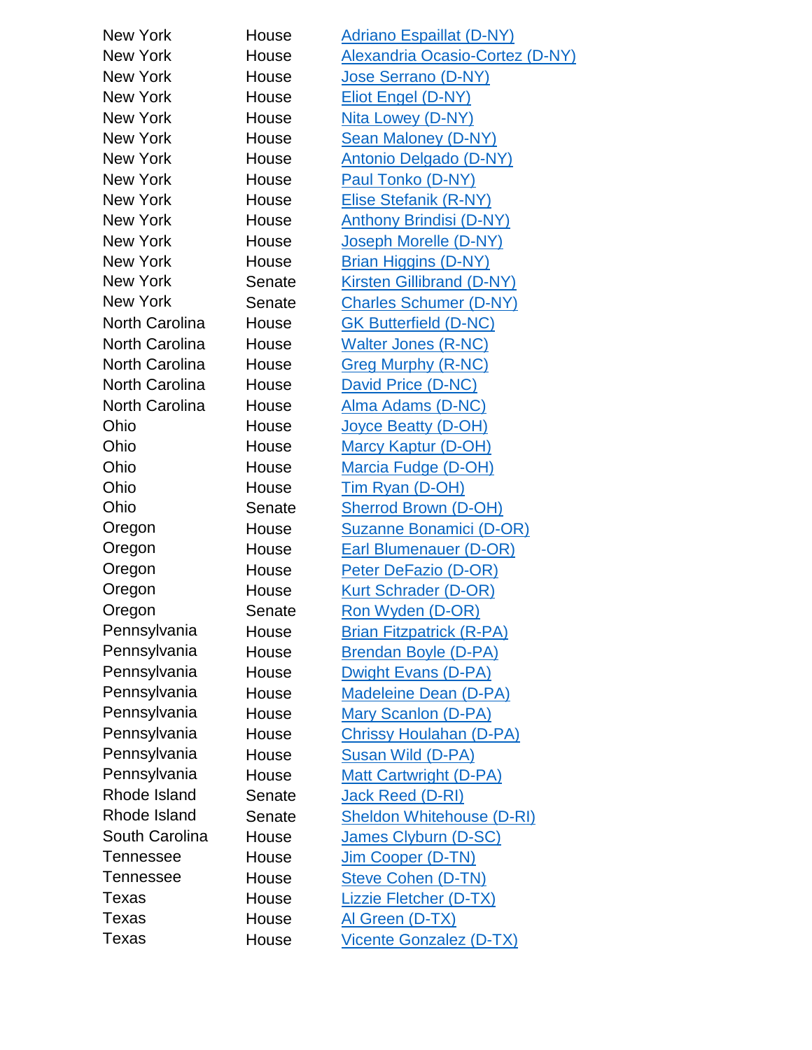| | | |
|---|---|---|
| New York | House | Adriano Espaillat (D-NY) |
| New York | House | Alexandria Ocasio-Cortez (D-NY) |
| New York | House | Jose Serrano (D-NY) |
| New York | House | Eliot Engel (D-NY) |
| New York | House | Nita Lowey (D-NY) |
| New York | House | Sean Maloney (D-NY) |
| New York | House | Antonio Delgado (D-NY) |
| New York | House | Paul Tonko (D-NY) |
| New York | House | Elise Stefanik (R-NY) |
| New York | House | Anthony Brindisi (D-NY) |
| New York | House | Joseph Morelle (D-NY) |
| New York | House | Brian Higgins (D-NY) |
| New York | Senate | Kirsten Gillibrand (D-NY) |
| New York | Senate | Charles Schumer (D-NY) |
| North Carolina | House | GK Butterfield (D-NC) |
| North Carolina | House | Walter Jones (R-NC) |
| North Carolina | House | Greg Murphy (R-NC) |
| North Carolina | House | David Price (D-NC) |
| North Carolina | House | Alma Adams (D-NC) |
| Ohio | House | Joyce Beatty (D-OH) |
| Ohio | House | Marcy Kaptur (D-OH) |
| Ohio | House | Marcia Fudge (D-OH) |
| Ohio | House | Tim Ryan (D-OH) |
| Ohio | Senate | Sherrod Brown (D-OH) |
| Oregon | House | Suzanne Bonamici (D-OR) |
| Oregon | House | Earl Blumenauer (D-OR) |
| Oregon | House | Peter DeFazio (D-OR) |
| Oregon | House | Kurt Schrader (D-OR) |
| Oregon | Senate | Ron Wyden (D-OR) |
| Pennsylvania | House | Brian Fitzpatrick (R-PA) |
| Pennsylvania | House | Brendan Boyle (D-PA) |
| Pennsylvania | House | Dwight Evans (D-PA) |
| Pennsylvania | House | Madeleine Dean (D-PA) |
| Pennsylvania | House | Mary Scanlon (D-PA) |
| Pennsylvania | House | Chrissy Houlahan (D-PA) |
| Pennsylvania | House | Susan Wild (D-PA) |
| Pennsylvania | House | Matt Cartwright (D-PA) |
| Rhode Island | Senate | Jack Reed (D-RI) |
| Rhode Island | Senate | Sheldon Whitehouse (D-RI) |
| South Carolina | House | James Clyburn (D-SC) |
| Tennessee | House | Jim Cooper (D-TN) |
| Tennessee | House | Steve Cohen (D-TN) |
| Texas | House | Lizzie Fletcher (D-TX) |
| Texas | House | Al Green (D-TX) |
| Texas | House | Vicente Gonzalez (D-TX) |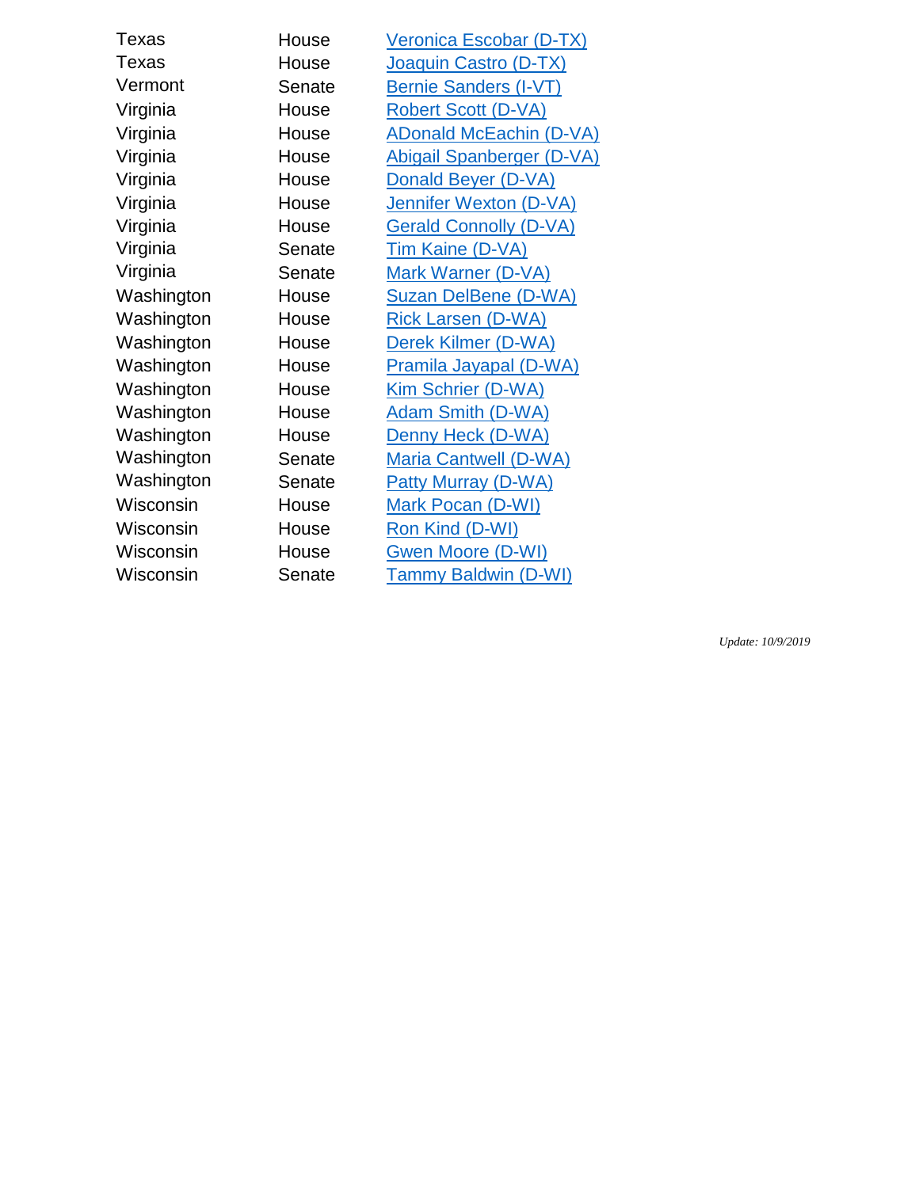| | | |
|---|---|---|
| Texas | House | Veronica Escobar (D-TX) |
| Texas | House | Joaquin Castro (D-TX) |
| Vermont | Senate | Bernie Sanders (I-VT) |
| Virginia | House | Robert Scott (D-VA) |
| Virginia | House | ADonald McEachin (D-VA) |
| Virginia | House | Abigail Spanberger (D-VA) |
| Virginia | House | Donald Beyer (D-VA) |
| Virginia | House | Jennifer Wexton (D-VA) |
| Virginia | House | Gerald Connolly (D-VA) |
| Virginia | Senate | Tim Kaine (D-VA) |
| Virginia | Senate | Mark Warner (D-VA) |
| Washington | House | Suzan DelBene (D-WA) |
| Washington | House | Rick Larsen (D-WA) |
| Washington | House | Derek Kilmer (D-WA) |
| Washington | House | Pramila Jayapal (D-WA) |
| Washington | House | Kim Schrier (D-WA) |
| Washington | House | Adam Smith (D-WA) |
| Washington | House | Denny Heck (D-WA) |
| Washington | Senate | Maria Cantwell (D-WA) |
| Washington | Senate | Patty Murray (D-WA) |
| Wisconsin | House | Mark Pocan (D-WI) |
| Wisconsin | House | Ron Kind (D-WI) |
| Wisconsin | House | Gwen Moore (D-WI) |
| Wisconsin | Senate | Tammy Baldwin (D-WI) |

*Update: 10/9/2019*